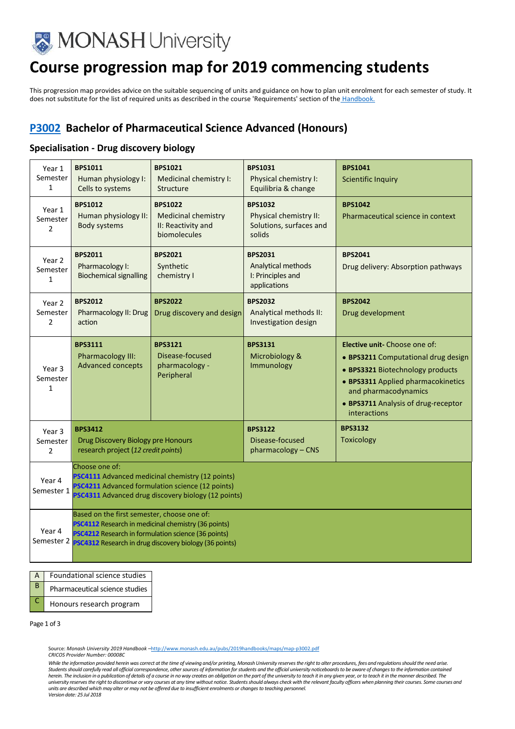MONASH University

# Course progression map for 2019 commencing students

This progression map provides advice on the suitable sequencing of units and guidance on how to plan unit enrolment for each semester of study. It does not substitute for the list of required units as described in the course 'Requirements' section of the Handbook.

## P3002 Bachelor of Pharmaceutical Science Advanced (Honours)

### Specialisation - Drug discovery biology

| | | | | |
|---|---|---|---|---|
| Year 1 Semester 1 | **BPS1011** Human physiology I: Cells to systems | **BPS1021** Medicinal chemistry I: Structure | **BPS1031** Physical chemistry I: Equilibria & change | **BPS1041** Scientific Inquiry |
| Year 1 Semester 2 | **BPS1012** Human physiology II: Body systems | **BPS1022** Medicinal chemistry II: Reactivity and biomolecules | **BPS1032** Physical chemistry II: Solutions, surfaces and solids | **BPS1042** Pharmaceutical science in context |
| Year 2 Semester 1 | **BPS2011** Pharmacology I: Biochemical signalling | **BPS2021** Synthetic chemistry I | **BPS2031** Analytical methods I: Principles and applications | **BPS2041** Drug delivery: Absorption pathways |
| Year 2 Semester 2 | **BPS2012** Pharmacology II: Drug action | **BPS2022** Drug discovery and design | **BPS2032** Analytical methods II: Investigation design | **BPS2042** Drug development |
| Year 3 Semester 1 | **BPS3111** Pharmacology III: Advanced concepts | **BPS3121** Disease-focused pharmacology - Peripheral | **BPS3131** Microbiology & Immunology | **Elective unit-** Choose one of:<br>• **BPS3211** Computational drug design<br>• **BPS3321** Biotechnology products<br>• **BPS3311** Applied pharmacokinetics and pharmacodynamics<br>• **BPS3711** Analysis of drug-receptor interactions |
| Year 3 Semester 2 | **BPS3412** Drug Discovery Biology pre Honours research project (*12 credit points*) | | **BPS3122** Disease-focused pharmacology – CNS | **BPS3132** Toxicology |
| Year 4 Semester 1 | Choose one of:<br>PSC4111 Advanced medicinal chemistry (12 points)<br>PSC4211 Advanced formulation science (12 points)<br>PSC4311 Advanced drug discovery biology (12 points) | | | |
| Year 4 Semester 2 | Based on the first semester, choose one of:<br>PSC4112 Research in medicinal chemistry (36 points)<br>PSC4212 Research in formulation science (36 points)<br>PSC4312 Research in drug discovery biology (36 points) | | | |

| | |
|---|---|
| A | Foundational science studies |
| B | Pharmaceutical science studies |
| C | Honours research program |

Source: *Monash University 2019 Handbook* –http://www.monash.edu.au/pubs/2019handbooks/maps/map-p3002.pdf
*CRICOS Provider Number: 00008C*

*While the information provided herein was correct at the time of viewing and/or printing, Monash University reserves the right to alter procedures, fees and regulations should the need arise. Students should carefully read all official correspondence, other sources of information for students and the official university noticeboards to be aware of changes to the information contained herein. The inclusion in a publication of details of a course in no way creates an obligation on the part of the university to teach it in any given year, or to teach it in the manner described. The university reserves the right to discontinue or vary courses at any time without notice. Students should always check with the relevant faculty officers when planning their courses. Some courses and units are described which may alter or may not be offered due to insufficient enrolments or changes to teaching personnel.*
*Version date: 25 Jul 2018*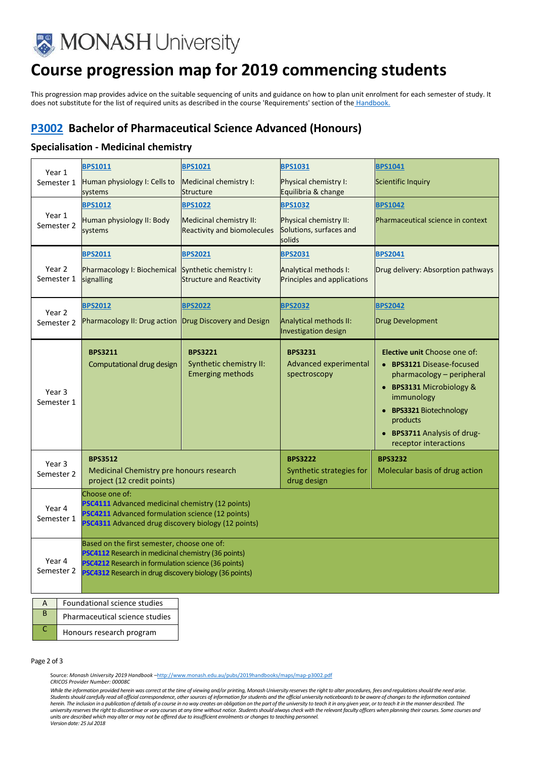# Course progression map for 2019 commencing students

This progression map provides advice on the suitable sequencing of units and guidance on how to plan unit enrolment for each semester of study. It does not substitute for the list of required units as described in the course 'Requirements' section of the Handbook.

## P3002 Bachelor of Pharmaceutical Science Advanced (Honours)

### Specialisation - Medicinal chemistry

| | | | | |
|---|---|---|---|---|
| Year 1 Semester 1 | BPS1011 Human physiology I: Cells to systems | BPS1021 Medicinal chemistry I: Structure | BPS1031 Physical chemistry I: Equilibria & change | BPS1041 Scientific Inquiry |
| Year 1 Semester 2 | BPS1012 Human physiology II: Body systems | BPS1022 Medicinal chemistry II: Reactivity and biomolecules | BPS1032 Physical chemistry II: Solutions, surfaces and solids | BPS1042 Pharmaceutical science in context |
| Year 2 Semester 1 | BPS2011 Pharmacology I: Biochemical signalling | BPS2021 Synthetic chemistry I: Structure and Reactivity | BPS2031 Analytical methods I: Principles and applications | BPS2041 Drug delivery: Absorption pathways |
| Year 2 Semester 2 | BPS2012 Pharmacology II: Drug action | BPS2022 Drug Discovery and Design | BPS2032 Analytical methods II: Investigation design | BPS2042 Drug Development |
| Year 3 Semester 1 | **BPS3211** Computational drug design | **BPS3221** Synthetic chemistry II: Emerging methods | **BPS3231** Advanced experimental spectroscopy | **Elective unit** Choose one of: <br>• **BPS3121** Disease-focused pharmacology – peripheral <br>• **BPS3131** Microbiology & immunology <br>• **BPS3321** Biotechnology products <br>• **BPS3711** Analysis of drug-receptor interactions |
| Year 3 Semester 2 | **BPS3512** Medicinal Chemistry pre honours research project (12 credit points) | | **BPS3222** Synthetic strategies for drug design | **BPS3232** Molecular basis of drug action |
| Year 4 Semester 1 | Choose one of: <br>PSC4111 Advanced medicinal chemistry (12 points) <br>PSC4211 Advanced formulation science (12 points) <br>PSC4311 Advanced drug discovery biology (12 points) | | | |
| Year 4 Semester 2 | Based on the first semester, choose one of: <br>PSC4112 Research in medicinal chemistry (36 points) <br>PSC4212 Research in formulation science (36 points) <br>PSC4312 Research in drug discovery biology (36 points) | | | |

| | |
|---|---|
| A | Foundational science studies |
| B | Pharmaceutical science studies |
| C | Honours research program |

Source: *Monash University 2019 Handbook* –http://www.monash.edu.au/pubs/2019handbooks/maps/map-p3002.pdf
*CRICOS Provider Number: 00008C*

*While the information provided herein was correct at the time of viewing and/or printing, Monash University reserves the right to alter procedures, fees and regulations should the need arise. Students should carefully read all official correspondence, other sources of information for students and the official university noticeboards to be aware of changes to the information contained herein. The inclusion in a publication of details of a course in no way creates an obligation on the part of the university to teach it in any given year, or to teach it in the manner described. The university reserves the right to discontinue or vary courses at any time without notice. Students should always check with the relevant faculty officers when planning their courses. Some courses and units are described which may alter or may not be offered due to insufficient enrolments or changes to teaching personnel.*
*Version date: 25 Jul 2018*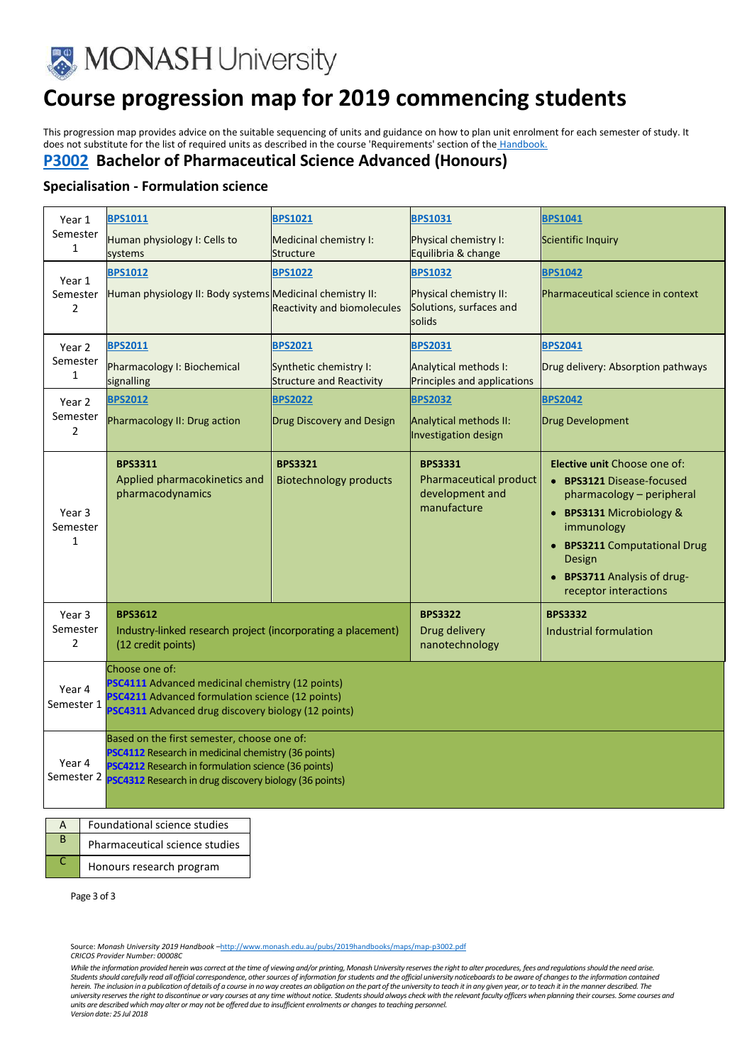MONASH University

# Course progression map for 2019 commencing students

This progression map provides advice on the suitable sequencing of units and guidance on how to plan unit enrolment for each semester of study. It does not substitute for the list of required units as described in the course 'Requirements' section of the Handbook.

## P3002 Bachelor of Pharmaceutical Science Advanced (Honours)

### Specialisation - Formulation science

| | | | | |
|---|---|---|---|---|
| Year 1 Semester 1 | BPS1011 Human physiology I: Cells to systems | BPS1021 Medicinal chemistry I: Structure | BPS1031 Physical chemistry I: Equilibria & change | BPS1041 Scientific Inquiry |
| Year 1 Semester 2 | BPS1012 Human physiology II: Body systems | BPS1022 Medicinal chemistry II: Reactivity and biomolecules | BPS1032 Physical chemistry II: Solutions, surfaces and solids | BPS1042 Pharmaceutical science in context |
| Year 2 Semester 1 | BPS2011 Pharmacology I: Biochemical signalling | BPS2021 Synthetic chemistry I: Structure and Reactivity | BPS2031 Analytical methods I: Principles and applications | BPS2041 Drug delivery: Absorption pathways |
| Year 2 Semester 2 | BPS2012 Pharmacology II: Drug action | BPS2022 Drug Discovery and Design | BPS2032 Analytical methods II: Investigation design | BPS2042 Drug Development |
| Year 3 Semester 1 | **BPS3311** Applied pharmacokinetics and pharmacodynamics | **BPS3321** Biotechnology products | **BPS3331** Pharmaceutical product development and manufacture | **Elective unit** Choose one of:<br>• **BPS3121** Disease-focused pharmacology – peripheral<br>• **BPS3131** Microbiology & immunology<br>• **BPS3211** Computational Drug Design<br>• **BPS3711** Analysis of drug-receptor interactions |
| Year 3 Semester 2 | **BPS3612** Industry-linked research project (incorporating a placement) (12 credit points) | | **BPS3322** Drug delivery nanotechnology | **BPS3332** Industrial formulation |
| Year 4 Semester 1 | Choose one of:<br>PSC4111 Advanced medicinal chemistry (12 points)<br>PSC4211 Advanced formulation science (12 points)<br>PSC4311 Advanced drug discovery biology (12 points) | | | |
| Year 4 Semester 2 | Based on the first semester, choose one of:<br>PSC4112 Research in medicinal chemistry (36 points)<br>PSC4212 Research in formulation science (36 points)<br>PSC4312 Research in drug discovery biology (36 points) | | | |

| | |
|---|---|
| A | Foundational science studies |
| B | Pharmaceutical science studies |
| C | Honours research program |

Source: *Monash University 2019 Handbook* –http://www.monash.edu.au/pubs/2019handbooks/maps/map-p3002.pdf
*CRICOS Provider Number: 00008C*

*While the information provided herein was correct at the time of viewing and/or printing, Monash University reserves the right to alter procedures, fees and regulations should the need arise. Students should carefully read all official correspondence, other sources of information for students and the official university noticeboards to be aware of changes to the information contained herein. The inclusion in a publication of details of a course in no way creates an obligation on the part of the university to teach it in any given year, or to teach it in the manner described. The university reserves the right to discontinue or vary courses at any time without notice. Students should always check with the relevant faculty officers when planning their courses. Some courses and units are described which may alter or may not be offered due to insufficient enrolments or changes to teaching personnel.*
*Version date: 25 Jul 2018*